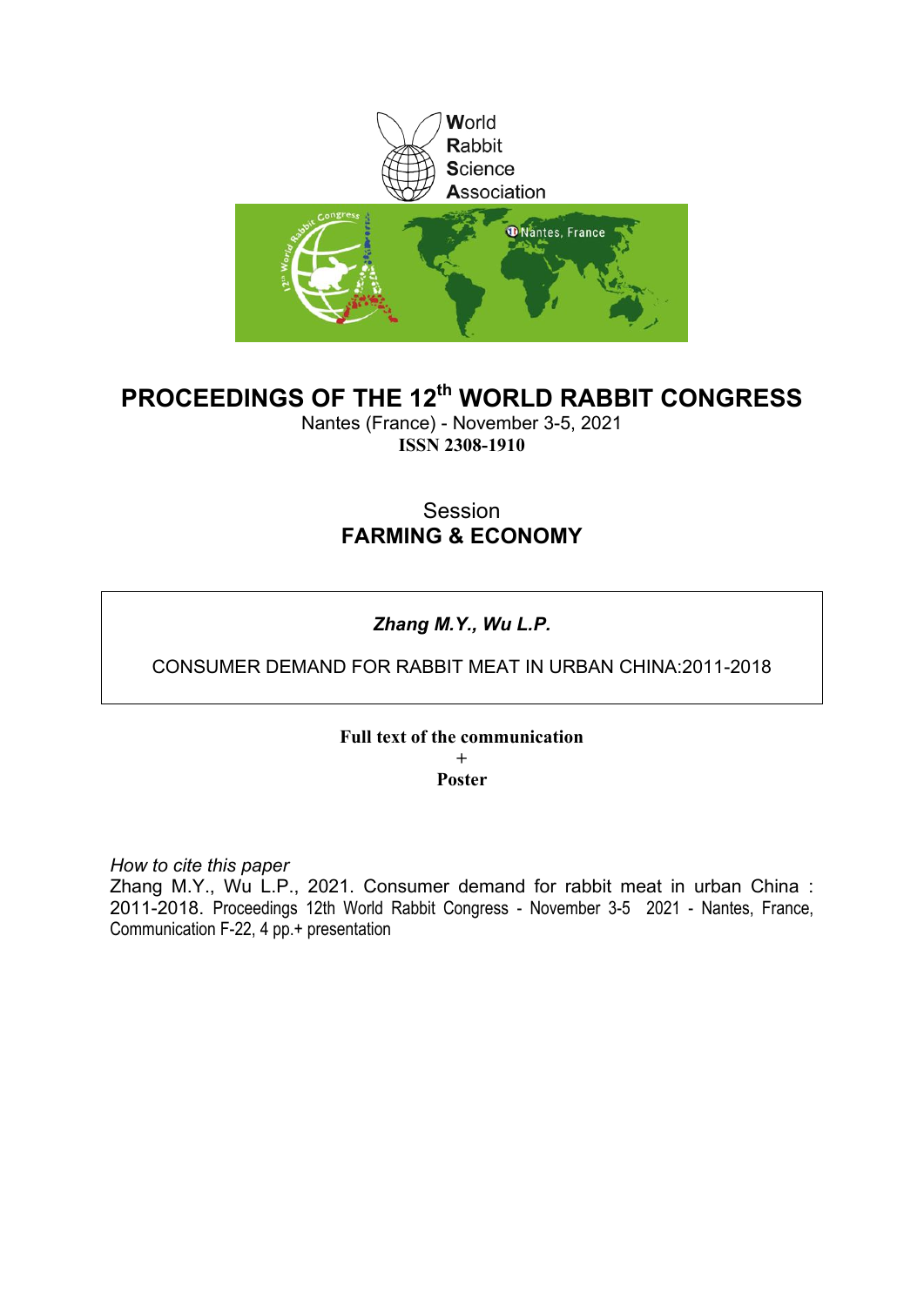World
Rabbit
Science
Association

# PROCEEDINGS OF THE 12th WORLD RABBIT CONGRESS

Nantes (France) - November 3-5, 2021

**ISSN 2308-1910**

## Session
## FARMING & ECONOMY

***Zhang M.Y., Wu L.P.***

CONSUMER DEMAND FOR RABBIT MEAT IN URBAN CHINA:2011-2018

**Full text of the communication**

**+**

**Poster**

*How to cite this paper*

Zhang M.Y., Wu L.P., 2021. Consumer demand for rabbit meat in urban China : 2011-2018. Proceedings 12th World Rabbit Congress - November 3-5 2021 - Nantes, France, Communication F-22, 4 pp.+ presentation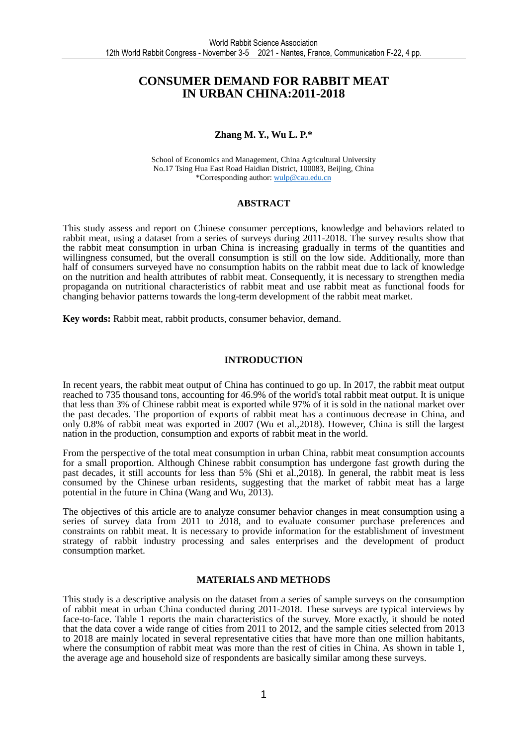# CONSUMER DEMAND FOR RABBIT MEAT IN URBAN CHINA:2011-2018

**Zhang M. Y., Wu L. P.***

School of Economics and Management, China Agricultural University
No.17 Tsing Hua East Road Haidian District, 100083, Beijing, China
*Corresponding author: wulp@cau.edu.cn

## ABSTRACT

This study assess and report on Chinese consumer perceptions, knowledge and behaviors related to rabbit meat, using a dataset from a series of surveys during 2011-2018. The survey results show that the rabbit meat consumption in urban China is increasing gradually in terms of the quantities and willingness consumed, but the overall consumption is still on the low side. Additionally, more than half of consumers surveyed have no consumption habits on the rabbit meat due to lack of knowledge on the nutrition and health attributes of rabbit meat. Consequently, it is necessary to strengthen media propaganda on nutritional characteristics of rabbit meat and use rabbit meat as functional foods for changing behavior patterns towards the long-term development of the rabbit meat market.

**Key words:** Rabbit meat, rabbit products, consumer behavior, demand.

## INTRODUCTION

In recent years, the rabbit meat output of China has continued to go up. In 2017, the rabbit meat output reached to 735 thousand tons, accounting for 46.9% of the world's total rabbit meat output. It is unique that less than 3% of Chinese rabbit meat is exported while 97% of it is sold in the national market over the past decades. The proportion of exports of rabbit meat has a continuous decrease in China, and only 0.8% of rabbit meat was exported in 2007 (Wu et al.,2018). However, China is still the largest nation in the production, consumption and exports of rabbit meat in the world.

From the perspective of the total meat consumption in urban China, rabbit meat consumption accounts for a small proportion. Although Chinese rabbit consumption has undergone fast growth during the past decades, it still accounts for less than 5% (Shi et al.,2018). In general, the rabbit meat is less consumed by the Chinese urban residents, suggesting that the market of rabbit meat has a large potential in the future in China (Wang and Wu, 2013).

The objectives of this article are to analyze consumer behavior changes in meat consumption using a series of survey data from 2011 to 2018, and to evaluate consumer purchase preferences and constraints on rabbit meat. It is necessary to provide information for the establishment of investment strategy of rabbit industry processing and sales enterprises and the development of product consumption market.

## MATERIALS AND METHODS

This study is a descriptive analysis on the dataset from a series of sample surveys on the consumption of rabbit meat in urban China conducted during 2011-2018. These surveys are typical interviews by face-to-face. Table 1 reports the main characteristics of the survey. More exactly, it should be noted that the data cover a wide range of cities from 2011 to 2012, and the sample cities selected from 2013 to 2018 are mainly located in several representative cities that have more than one million habitants, where the consumption of rabbit meat was more than the rest of cities in China. As shown in table 1, the average age and household size of respondents are basically similar among these surveys.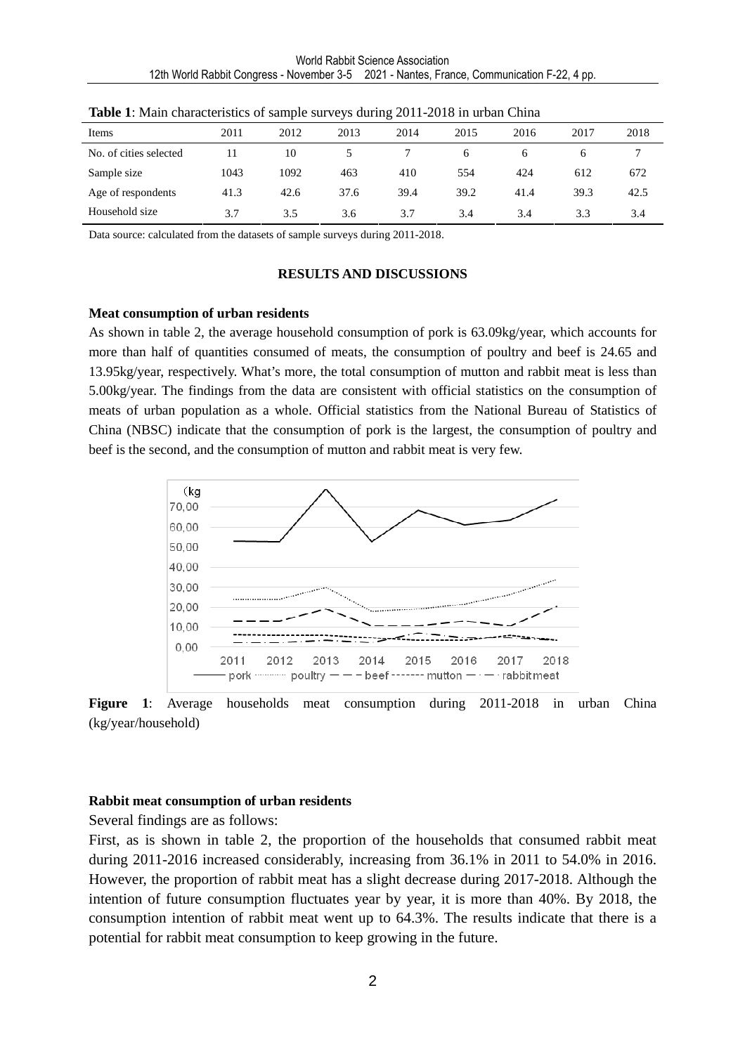**Table 1**: Main characteristics of sample surveys during 2011-2018 in urban China

| Items | 2011 | 2012 | 2013 | 2014 | 2015 | 2016 | 2017 | 2018 |
|---|---|---|---|---|---|---|---|---|
| No. of cities selected | 11 | 10 | 5 | 7 | 6 | 6 | 6 | 7 |
| Sample size | 1043 | 1092 | 463 | 410 | 554 | 424 | 612 | 672 |
| Age of respondents | 41.3 | 42.6 | 37.6 | 39.4 | 39.2 | 41.4 | 39.3 | 42.5 |
| Household size | 3.7 | 3.5 | 3.6 | 3.7 | 3.4 | 3.4 | 3.3 | 3.4 |

Data source: calculated from the datasets of sample surveys during 2011-2018.

## RESULTS AND DISCUSSIONS

### Meat consumption of urban residents

As shown in table 2, the average household consumption of pork is 63.09kg/year, which accounts for more than half of quantities consumed of meats, the consumption of poultry and beef is 24.65 and 13.95kg/year, respectively. What's more, the total consumption of mutton and rabbit meat is less than 5.00kg/year. The findings from the data are consistent with official statistics on the consumption of meats of urban population as a whole. Official statistics from the National Bureau of Statistics of China (NBSC) indicate that the consumption of pork is the largest, the consumption of poultry and beef is the second, and the consumption of mutton and rabbit meat is very few.

**Figure 1**: Average households meat consumption during 2011-2018 in urban China (kg/year/household)

### Rabbit meat consumption of urban residents

Several findings are as follows:

First, as is shown in table 2, the proportion of the households that consumed rabbit meat during 2011-2016 increased considerably, increasing from 36.1% in 2011 to 54.0% in 2016. However, the proportion of rabbit meat has a slight decrease during 2017-2018. Although the intention of future consumption fluctuates year by year, it is more than 40%. By 2018, the consumption intention of rabbit meat went up to 64.3%. The results indicate that there is a potential for rabbit meat consumption to keep growing in the future.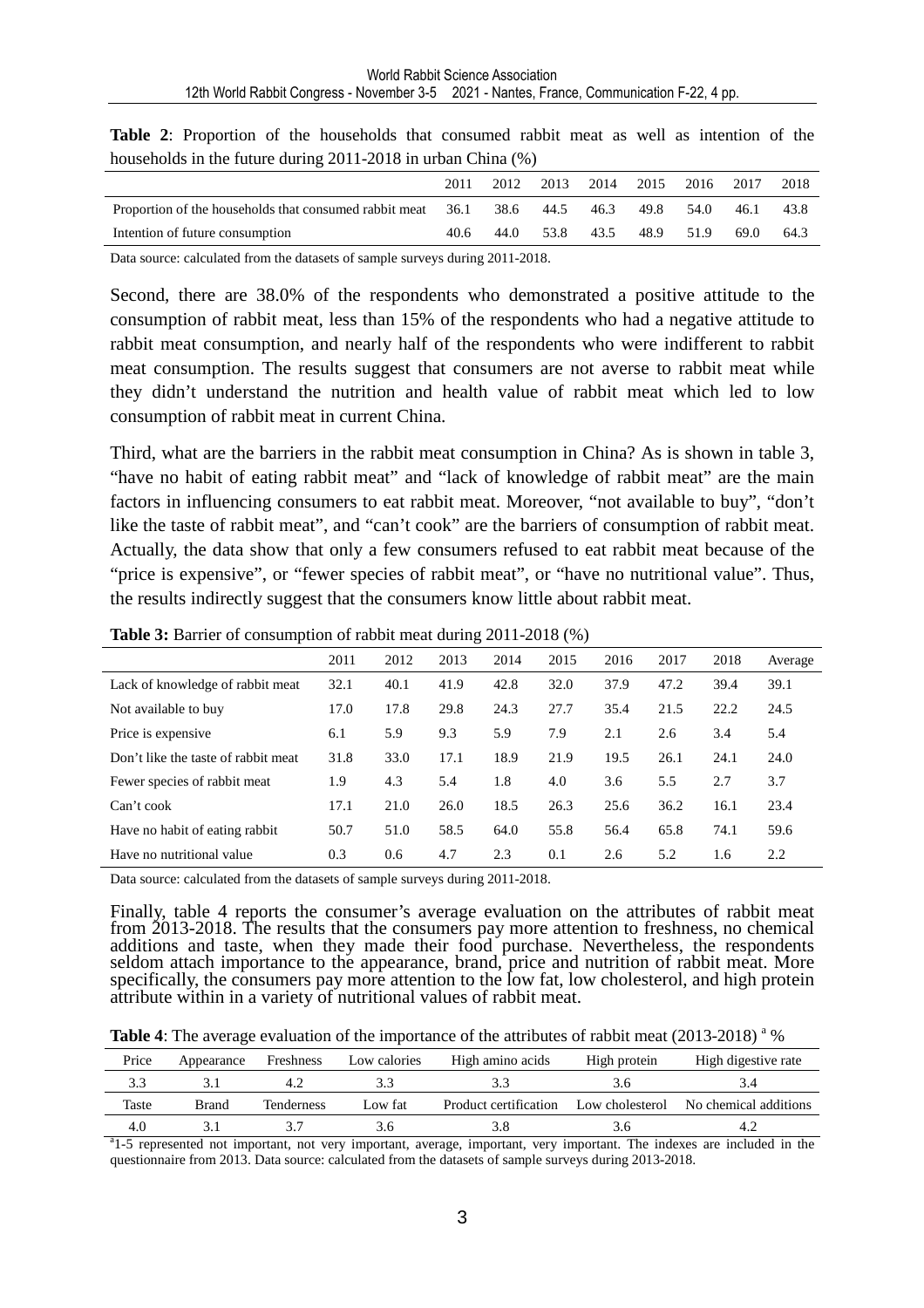**Table 2**: Proportion of the households that consumed rabbit meat as well as intention of the households in the future during 2011-2018 in urban China (%)

| | 2011 | 2012 | 2013 | 2014 | 2015 | 2016 | 2017 | 2018 |
|---|---|---|---|---|---|---|---|---|
| Proportion of the households that consumed rabbit meat | 36.1 | 38.6 | 44.5 | 46.3 | 49.8 | 54.0 | 46.1 | 43.8 |
| Intention of future consumption | 40.6 | 44.0 | 53.8 | 43.5 | 48.9 | 51.9 | 69.0 | 64.3 |

Data source: calculated from the datasets of sample surveys during 2011-2018.

Second, there are 38.0% of the respondents who demonstrated a positive attitude to the consumption of rabbit meat, less than 15% of the respondents who had a negative attitude to rabbit meat consumption, and nearly half of the respondents who were indifferent to rabbit meat consumption. The results suggest that consumers are not averse to rabbit meat while they didn't understand the nutrition and health value of rabbit meat which led to low consumption of rabbit meat in current China.

Third, what are the barriers in the rabbit meat consumption in China? As is shown in table 3, "have no habit of eating rabbit meat" and "lack of knowledge of rabbit meat" are the main factors in influencing consumers to eat rabbit meat. Moreover, "not available to buy", "don't like the taste of rabbit meat", and "can't cook" are the barriers of consumption of rabbit meat. Actually, the data show that only a few consumers refused to eat rabbit meat because of the "price is expensive", or "fewer species of rabbit meat", or "have no nutritional value". Thus, the results indirectly suggest that the consumers know little about rabbit meat.

**Table 3:** Barrier of consumption of rabbit meat during 2011-2018 (%)

| | 2011 | 2012 | 2013 | 2014 | 2015 | 2016 | 2017 | 2018 | Average |
|---|---|---|---|---|---|---|---|---|---|
| Lack of knowledge of rabbit meat | 32.1 | 40.1 | 41.9 | 42.8 | 32.0 | 37.9 | 47.2 | 39.4 | 39.1 |
| Not available to buy | 17.0 | 17.8 | 29.8 | 24.3 | 27.7 | 35.4 | 21.5 | 22.2 | 24.5 |
| Price is expensive | 6.1 | 5.9 | 9.3 | 5.9 | 7.9 | 2.1 | 2.6 | 3.4 | 5.4 |
| Don't like the taste of rabbit meat | 31.8 | 33.0 | 17.1 | 18.9 | 21.9 | 19.5 | 26.1 | 24.1 | 24.0 |
| Fewer species of rabbit meat | 1.9 | 4.3 | 5.4 | 1.8 | 4.0 | 3.6 | 5.5 | 2.7 | 3.7 |
| Can't cook | 17.1 | 21.0 | 26.0 | 18.5 | 26.3 | 25.6 | 36.2 | 16.1 | 23.4 |
| Have no habit of eating rabbit | 50.7 | 51.0 | 58.5 | 64.0 | 55.8 | 56.4 | 65.8 | 74.1 | 59.6 |
| Have no nutritional value | 0.3 | 0.6 | 4.7 | 2.3 | 0.1 | 2.6 | 5.2 | 1.6 | 2.2 |

Data source: calculated from the datasets of sample surveys during 2011-2018.

Finally, table 4 reports the consumer's average evaluation on the attributes of rabbit meat from 2013-2018. The results that the consumers pay more attention to freshness, no chemical additions and taste, when they made their food purchase. Nevertheless, the respondents seldom attach importance to the appearance, brand, price and nutrition of rabbit meat. More specifically, the consumers pay more attention to the low fat, low cholesterol, and high protein attribute within in a variety of nutritional values of rabbit meat.

**Table 4**: The average evaluation of the importance of the attributes of rabbit meat (2013-2018) [a] %

| Price | Appearance | Freshness | Low calories | High amino acids | High protein | High digestive rate |
|---|---|---|---|---|---|---|
| 3.3 | 3.1 | 4.2 | 3.3 | 3.3 | 3.6 | 3.4 |
| Taste | Brand | Tenderness | Low fat | Product certification | Low cholesterol | No chemical additions |
| 4.0 | 3.1 | 3.7 | 3.6 | 3.8 | 3.6 | 4.2 |

[a]1-5 represented not important, not very important, average, important, very important. The indexes are included in the questionnaire from 2013. Data source: calculated from the datasets of sample surveys during 2013-2018.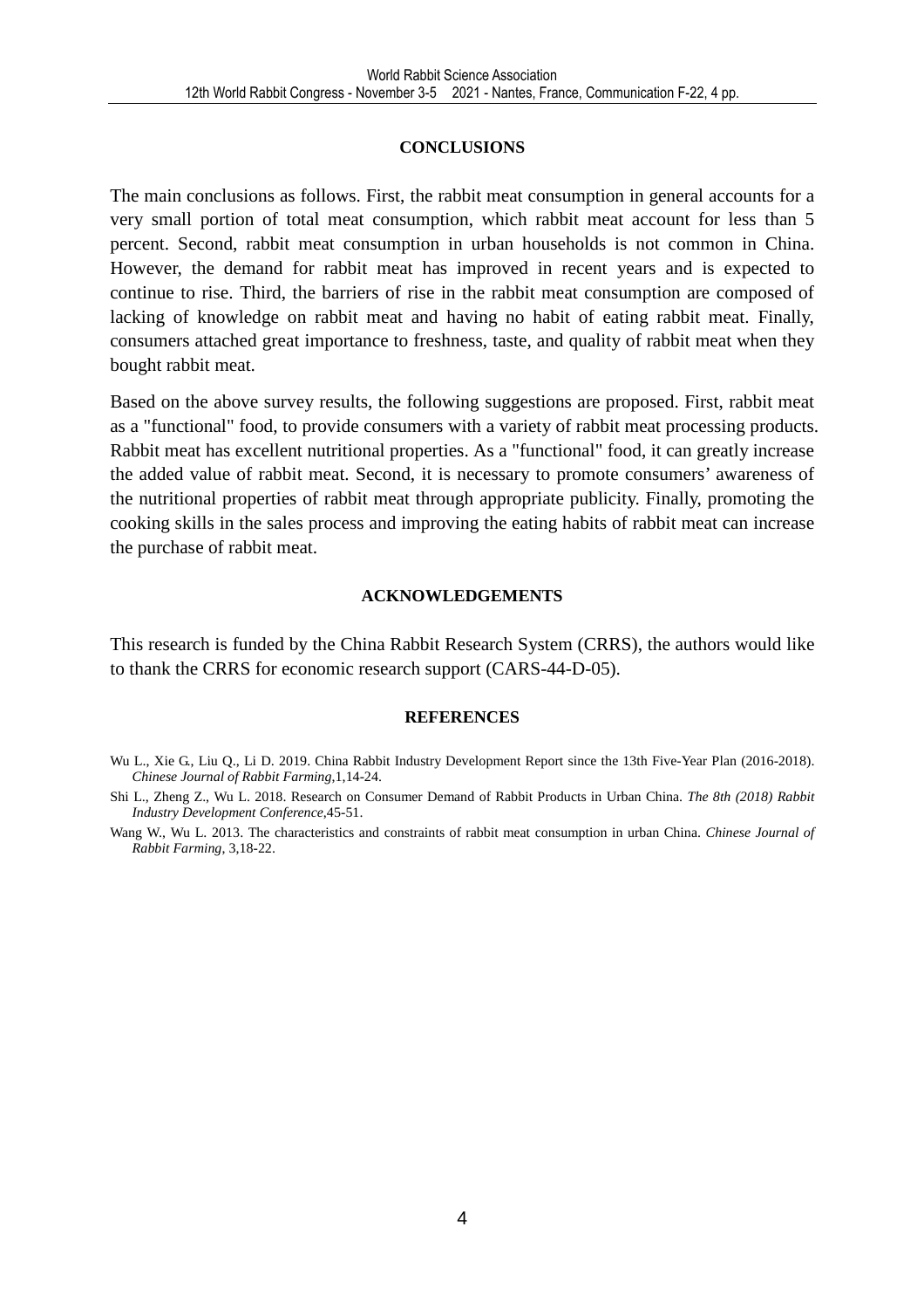## CONCLUSIONS

The main conclusions as follows. First, the rabbit meat consumption in general accounts for a very small portion of total meat consumption, which rabbit meat account for less than 5 percent. Second, rabbit meat consumption in urban households is not common in China. However, the demand for rabbit meat has improved in recent years and is expected to continue to rise. Third, the barriers of rise in the rabbit meat consumption are composed of lacking of knowledge on rabbit meat and having no habit of eating rabbit meat. Finally, consumers attached great importance to freshness, taste, and quality of rabbit meat when they bought rabbit meat.

Based on the above survey results, the following suggestions are proposed. First, rabbit meat as a "functional" food, to provide consumers with a variety of rabbit meat processing products. Rabbit meat has excellent nutritional properties. As a "functional" food, it can greatly increase the added value of rabbit meat. Second, it is necessary to promote consumers' awareness of the nutritional properties of rabbit meat through appropriate publicity. Finally, promoting the cooking skills in the sales process and improving the eating habits of rabbit meat can increase the purchase of rabbit meat.

## ACKNOWLEDGEMENTS

This research is funded by the China Rabbit Research System (CRRS), the authors would like to thank the CRRS for economic research support (CARS-44-D-05).

## REFERENCES

Wu L., Xie G., Liu Q., Li D. 2019. China Rabbit Industry Development Report since the 13th Five-Year Plan (2016-2018). *Chinese Journal of Rabbit Farming*,1,14-24.

Shi L., Zheng Z., Wu L. 2018. Research on Consumer Demand of Rabbit Products in Urban China. *The 8th (2018) Rabbit Industry Development Conference*,45-51.

Wang W., Wu L. 2013. The characteristics and constraints of rabbit meat consumption in urban China. *Chinese Journal of Rabbit Farming*, 3,18-22.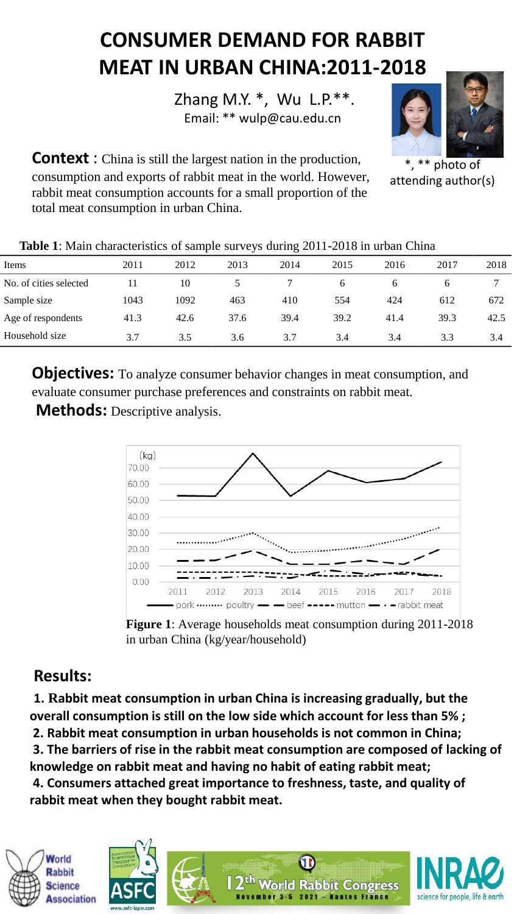# CONSUMER DEMAND FOR RABBIT MEAT IN URBAN CHINA:2011-2018

Zhang M.Y. *, Wu L.P.**.

Email: ** wulp@cau.edu.cn

*, ** photo of attending author(s)

**Context**: China is still the largest nation in the production, consumption and exports of rabbit meat in the world. However, rabbit meat consumption accounts for a small proportion of the total meat consumption in urban China.

**Table 1**: Main characteristics of sample surveys during 2011-2018 in urban China

| Items | 2011 | 2012 | 2013 | 2014 | 2015 | 2016 | 2017 | 2018 |
|---|---|---|---|---|---|---|---|---|
| No. of cities selected | 11 | 10 | 5 | 7 | 6 | 6 | 6 | 7 |
| Sample size | 1043 | 1092 | 463 | 410 | 554 | 424 | 612 | 672 |
| Age of respondents | 41.3 | 42.6 | 37.6 | 39.4 | 39.2 | 41.4 | 39.3 | 42.5 |
| Household size | 3.7 | 3.5 | 3.6 | 3.7 | 3.4 | 3.4 | 3.3 | 3.4 |

**Objectives:** To analyze consumer behavior changes in meat consumption, and evaluate consumer purchase preferences and constraints on rabbit meat.

**Methods:** Descriptive analysis.

(kg)
70.00
60.00
50.00
40.00
30.00
20.00
10.00
0.00
2011 2012 2013 2014 2015 2016 2017 2018
pork poultry beef mutton rabbit meat

**Figure 1**: Average households meat consumption during 2011-2018 in urban China (kg/year/household)

## Results:

1. **Rabbit meat consumption in urban China is increasing gradually, but the overall consumption is still on the low side which account for less than 5% ;**
2. **Rabbit meat consumption in urban households is not common in China;**
3. **The barriers of rise in the rabbit meat consumption are composed of lacking of knowledge on rabbit meat and having no habit of eating rabbit meat;**
4. **Consumers attached great importance to freshness, taste, and quality of rabbit meat when they bought rabbit meat.**

World Rabbit Science Association

ASFC www.asfc-lapin.com

12th World Rabbit Congress November 3-5 2021 – Nantes France

INRAE science for people, life & earth